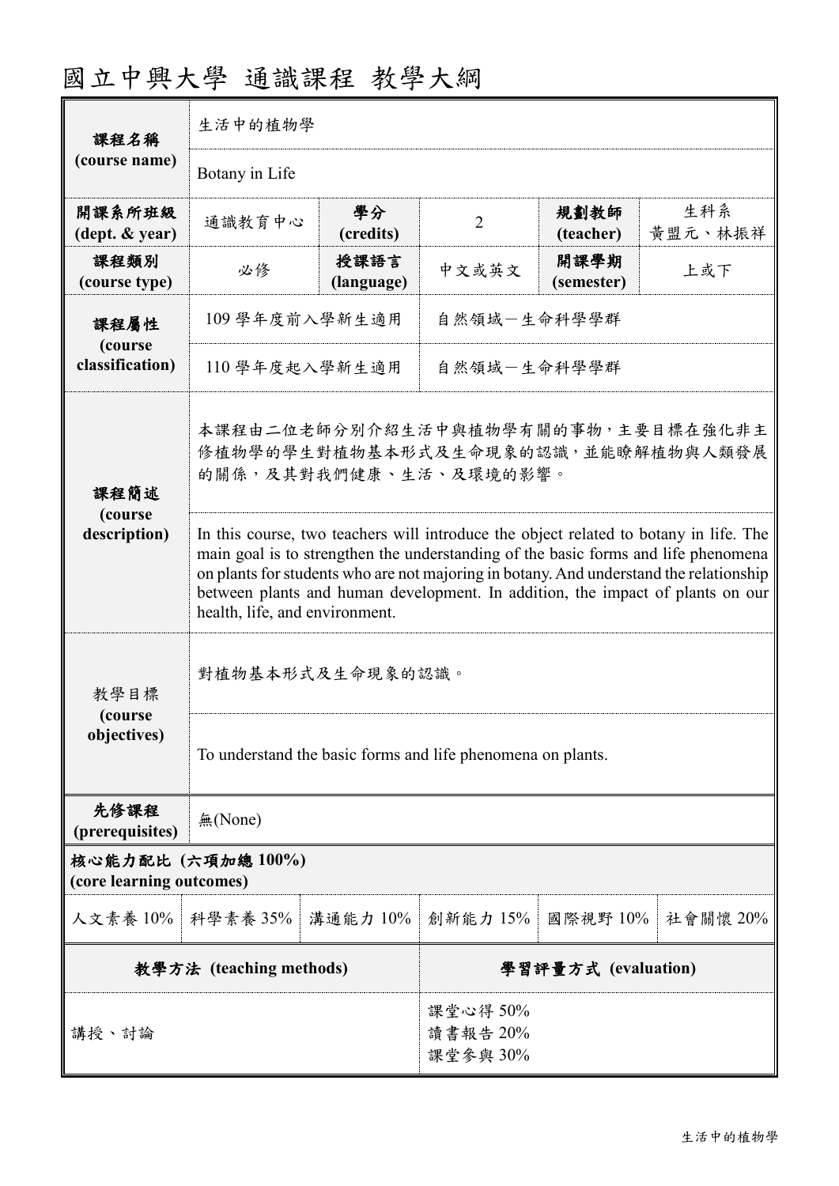# 國立中興大學 通識課程 教學大綱

| 課程名稱 (course name) | 生活中的植物學 | | | | |
|---|---|---|---|---|---|
| | Botany in Life | | | | |
| 開課系所班級 (dept. & year) | 通識教育中心 | 學分 (credits) | 2 | 規劃教師 (teacher) | 生科系 黃盟元、林振祥 |
| 課程類別 (course type) | 必修 | 授課語言 (language) | 中文或英文 | 開課學期 (semester) | 上或下 |
| 課程屬性 (course classification) | 109 學年度前入學新生適用 | | 自然領域－生命科學學群 | | |
| | 110 學年度起入學新生適用 | | 自然領域－生命科學學群 | | |
| 課程簡述 (course description) | 本課程由二位老師分別介紹生活中與植物學有關的事物，主要目標在強化非主修植物學的學生對植物基本形式及生命現象的認識，並能瞭解植物與人類發展的關係，及其對我們健康、生活、及環境的影響。 | | | | |
| | In this course, two teachers will introduce the object related to botany in life. The main goal is to strengthen the understanding of the basic forms and life phenomena on plants for students who are not majoring in botany. And understand the relationship between plants and human development. In addition, the impact of plants on our health, life, and environment. | | | | |
| 教學目標 (course objectives) | 對植物基本形式及生命現象的認識。 | | | | |
| | To understand the basic forms and life phenomena on plants. | | | | |
| 先修課程 (prerequisites) | 無(None) | | | | |

**核心能力配比 (六項加總 100%) (core learning outcomes)**

| 人文素養 10% | 科學素養 35% | 溝通能力 10% | 創新能力 15% | 國際視野 10% | 社會關懷 20% |
|---|---|---|---|---|---|

| 教學方法 (teaching methods) | 學習評量方式 (evaluation) |
|---|---|
| 講授、討論 | 課堂心得 50%<br>讀書報告 20%<br>課堂參與 30% |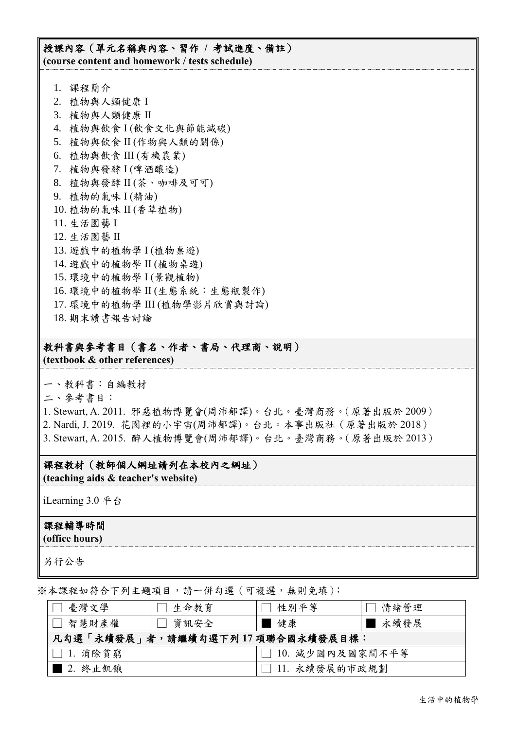## 授課內容（單元名稱與內容、習作 / 考試進度、備註）
**(course content and homework / tests schedule)**

1. 課程簡介
2. 植物與人類健康 I
3. 植物與人類健康 II
4. 植物與飲食 I (飲食文化與節能減碳)
5. 植物與飲食 II (作物與人類的關係)
6. 植物與飲食 III (有機農業)
7. 植物與發酵 I (啤酒釀造)
8. 植物與發酵 II (茶、咖啡及可可)
9. 植物的氣味 I (精油)
10. 植物的氣味 II (香草植物)
11. 生活園藝 I
12. 生活園藝 II
13. 遊戲中的植物學 I (植物桌遊)
14. 遊戲中的植物學 II (植物桌遊)
15. 環境中的植物學 I (景觀植物)
16. 環境中的植物學 II (生態系統：生態瓶製作)
17. 環境中的植物學 III (植物學影片欣賞與討論)
18. 期末讀書報告討論

## 教科書與參考書目（書名、作者、書局、代理商、說明）
**(textbook & other references)**

一、教科書：自編教材

二、參考書目：

1. Stewart, A. 2011. 邪惡植物博覽會(周沛郁譯)。台北。臺灣商務。(原著出版於 2009）
2. Nardi, J. 2019. 花園裡的小宇宙(周沛郁譯)。台北。本事出版社（原著出版於 2018）
3. Stewart, A. 2015. 醉人植物博覽會(周沛郁譯)。台北。臺灣商務。(原著出版於 2013）

## 課程教材（教師個人網址請列在本校內之網址）
**(teaching aids & teacher's website)**

iLearning 3.0 平台

## 課程輔導時間
**(office hours)**

另行公告

※本課程如符合下列主題項目，請一併勾選（可複選，無則免填）：

| | | | |
|---|---|---|---|
| ☐ 臺灣文學 | ☐ 生命教育 | ☐ 性別平等 | ☐ 情緒管理 |
| ☐ 智慧財產權 | ☐ 資訊安全 | ■ 健康 | ■ 永續發展 |
| 凡勾選「永續發展」者，請繼續勾選下列 17 項聯合國永續發展目標： | | | |
| ☐ 1. 消除貧窮 | | ☐ 10. 減少國內及國家間不平等 | |
| ■ 2. 終止飢餓 | | ☐ 11. 永續發展的市政規劃 | |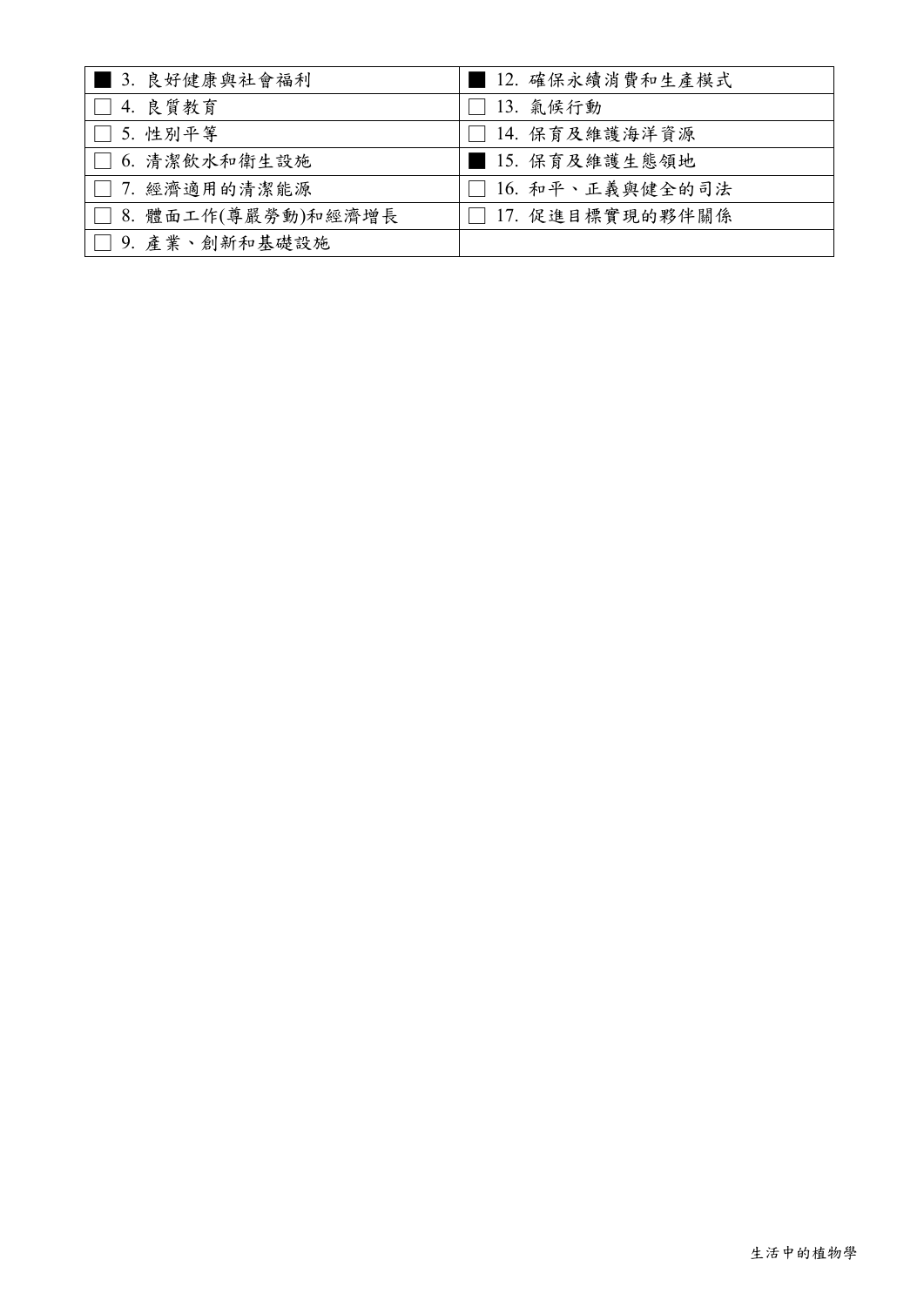| | |
|---|---|
| ■ 3. 良好健康與社會福利 | ■ 12. 確保永續消費和生產模式 |
| □ 4. 良質教育 | □ 13. 氣候行動 |
| □ 5. 性別平等 | □ 14. 保育及維護海洋資源 |
| □ 6. 清潔飲水和衛生設施 | ■ 15. 保育及維護生態領地 |
| □ 7. 經濟適用的清潔能源 | □ 16. 和平、正義與健全的司法 |
| □ 8. 體面工作(尊嚴勞動)和經濟增長 | □ 17. 促進目標實現的夥伴關係 |
| □ 9. 產業、創新和基礎設施 | |